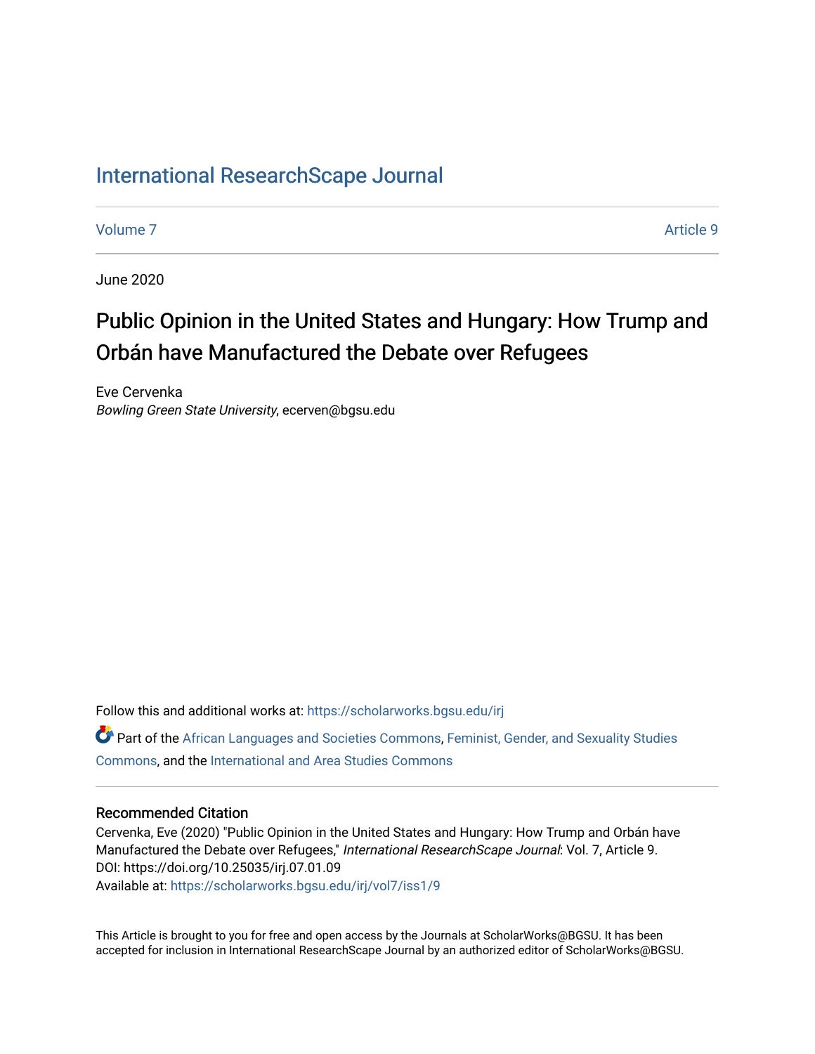# International ResearchScape Journal

Volume 7 Article 9

June 2020

## Public Opinion in the United States and Hungary: How Trump and Orbán have Manufactured the Debate over Refugees

Eve Cervenka
*Bowling Green State University*, ecerven@bgsu.edu

Follow this and additional works at: https://scholarworks.bgsu.edu/irj

Part of the African Languages and Societies Commons, Feminist, Gender, and Sexuality Studies Commons, and the International and Area Studies Commons

### Recommended Citation

Cervenka, Eve (2020) "Public Opinion in the United States and Hungary: How Trump and Orbán have Manufactured the Debate over Refugees," *International ResearchScape Journal*: Vol. 7, Article 9.
DOI: https://doi.org/10.25035/irj.07.01.09
Available at: https://scholarworks.bgsu.edu/irj/vol7/iss1/9

This Article is brought to you for free and open access by the Journals at ScholarWorks@BGSU. It has been accepted for inclusion in International ResearchScape Journal by an authorized editor of ScholarWorks@BGSU.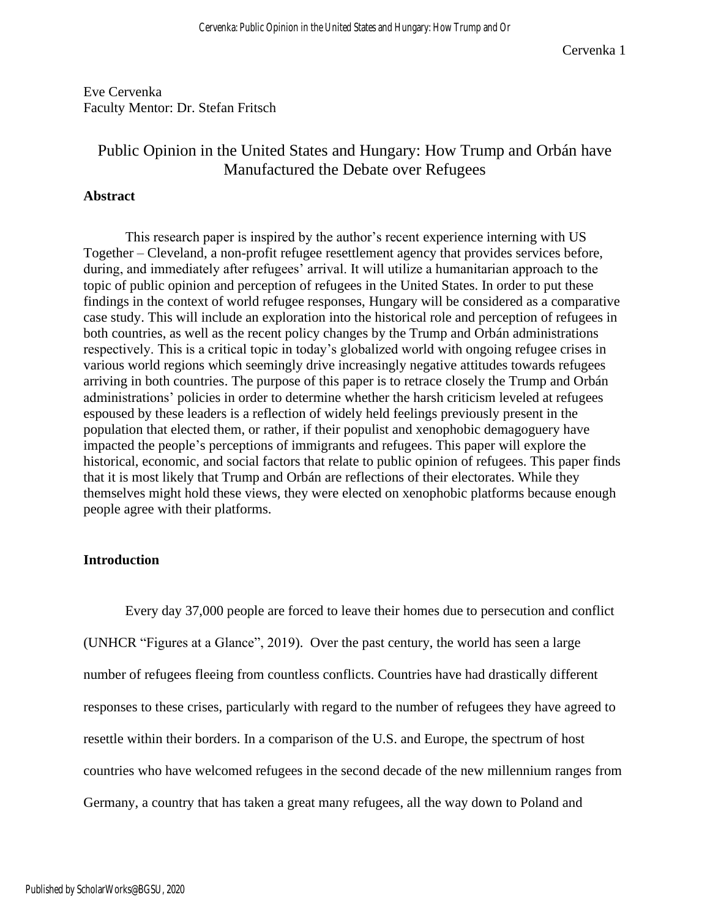Eve Cervenka
Faculty Mentor: Dr. Stefan Fritsch

# Public Opinion in the United States and Hungary: How Trump and Orbán have Manufactured the Debate over Refugees

## Abstract

This research paper is inspired by the author's recent experience interning with US Together – Cleveland, a non-profit refugee resettlement agency that provides services before, during, and immediately after refugees' arrival. It will utilize a humanitarian approach to the topic of public opinion and perception of refugees in the United States. In order to put these findings in the context of world refugee responses, Hungary will be considered as a comparative case study. This will include an exploration into the historical role and perception of refugees in both countries, as well as the recent policy changes by the Trump and Orbán administrations respectively. This is a critical topic in today's globalized world with ongoing refugee crises in various world regions which seemingly drive increasingly negative attitudes towards refugees arriving in both countries. The purpose of this paper is to retrace closely the Trump and Orbán administrations' policies in order to determine whether the harsh criticism leveled at refugees espoused by these leaders is a reflection of widely held feelings previously present in the population that elected them, or rather, if their populist and xenophobic demagoguery have impacted the people's perceptions of immigrants and refugees. This paper will explore the historical, economic, and social factors that relate to public opinion of refugees. This paper finds that it is most likely that Trump and Orbán are reflections of their electorates. While they themselves might hold these views, they were elected on xenophobic platforms because enough people agree with their platforms.

## Introduction

Every day 37,000 people are forced to leave their homes due to persecution and conflict (UNHCR "Figures at a Glance", 2019). Over the past century, the world has seen a large number of refugees fleeing from countless conflicts. Countries have had drastically different responses to these crises, particularly with regard to the number of refugees they have agreed to resettle within their borders. In a comparison of the U.S. and Europe, the spectrum of host countries who have welcomed refugees in the second decade of the new millennium ranges from Germany, a country that has taken a great many refugees, all the way down to Poland and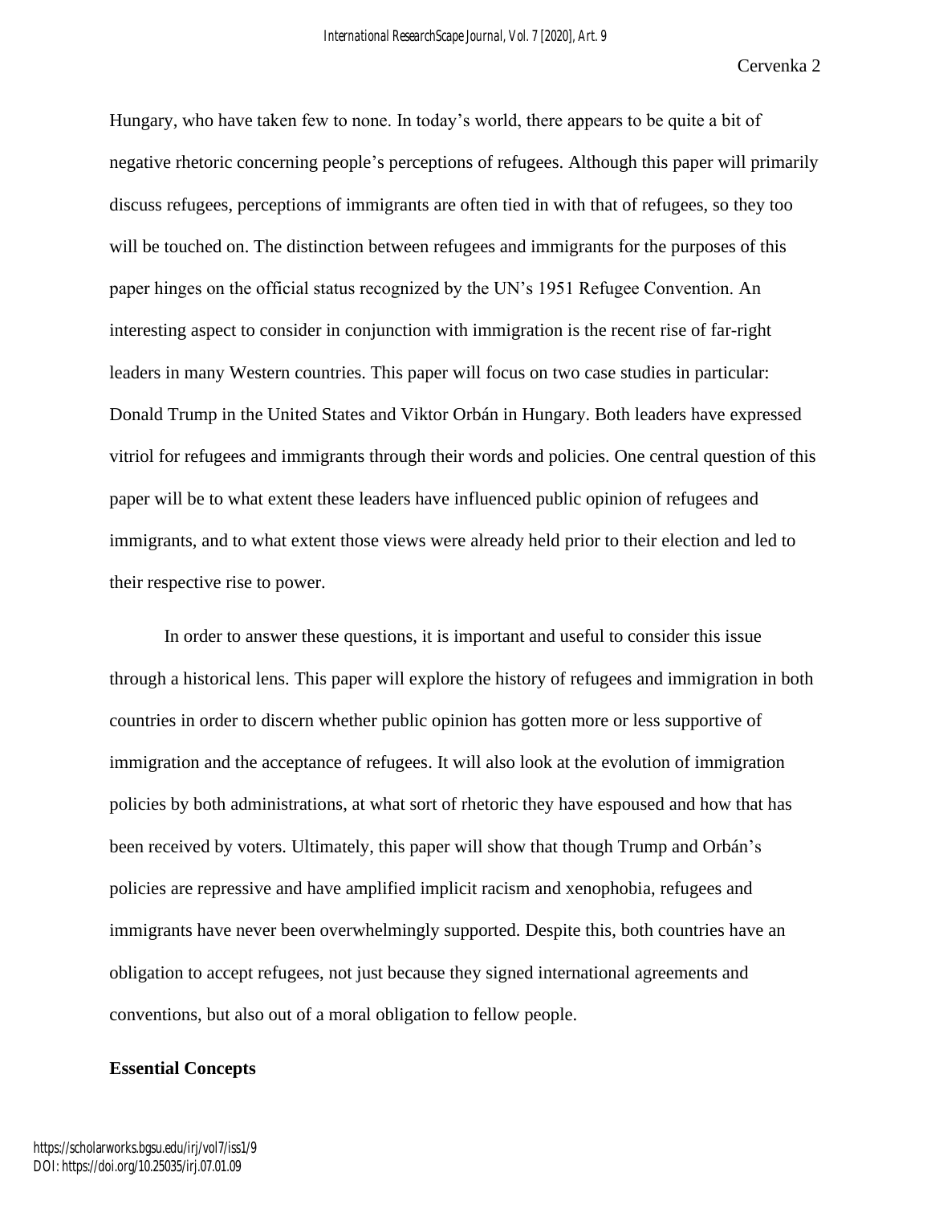Hungary, who have taken few to none. In today's world, there appears to be quite a bit of negative rhetoric concerning people's perceptions of refugees. Although this paper will primarily discuss refugees, perceptions of immigrants are often tied in with that of refugees, so they too will be touched on. The distinction between refugees and immigrants for the purposes of this paper hinges on the official status recognized by the UN's 1951 Refugee Convention. An interesting aspect to consider in conjunction with immigration is the recent rise of far-right leaders in many Western countries. This paper will focus on two case studies in particular: Donald Trump in the United States and Viktor Orbán in Hungary. Both leaders have expressed vitriol for refugees and immigrants through their words and policies. One central question of this paper will be to what extent these leaders have influenced public opinion of refugees and immigrants, and to what extent those views were already held prior to their election and led to their respective rise to power.

In order to answer these questions, it is important and useful to consider this issue through a historical lens. This paper will explore the history of refugees and immigration in both countries in order to discern whether public opinion has gotten more or less supportive of immigration and the acceptance of refugees. It will also look at the evolution of immigration policies by both administrations, at what sort of rhetoric they have espoused and how that has been received by voters. Ultimately, this paper will show that though Trump and Orbán's policies are repressive and have amplified implicit racism and xenophobia, refugees and immigrants have never been overwhelmingly supported. Despite this, both countries have an obligation to accept refugees, not just because they signed international agreements and conventions, but also out of a moral obligation to fellow people.

## Essential Concepts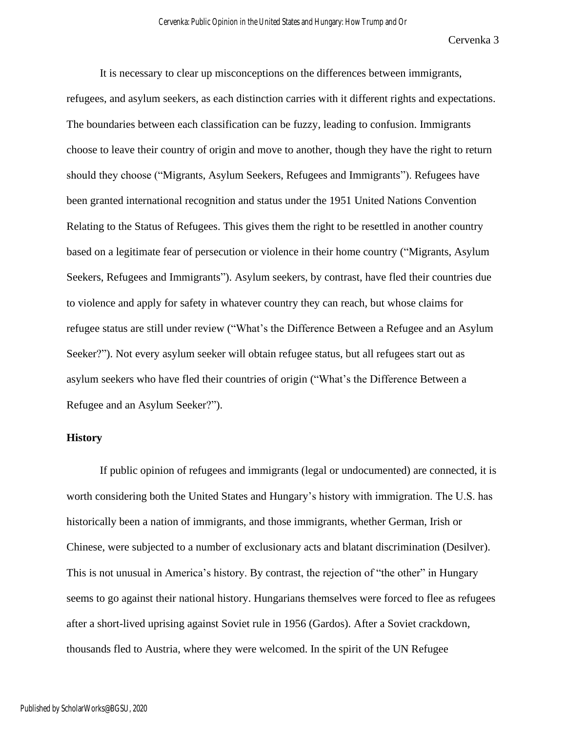It is necessary to clear up misconceptions on the differences between immigrants, refugees, and asylum seekers, as each distinction carries with it different rights and expectations. The boundaries between each classification can be fuzzy, leading to confusion. Immigrants choose to leave their country of origin and move to another, though they have the right to return should they choose ("Migrants, Asylum Seekers, Refugees and Immigrants"). Refugees have been granted international recognition and status under the 1951 United Nations Convention Relating to the Status of Refugees. This gives them the right to be resettled in another country based on a legitimate fear of persecution or violence in their home country ("Migrants, Asylum Seekers, Refugees and Immigrants"). Asylum seekers, by contrast, have fled their countries due to violence and apply for safety in whatever country they can reach, but whose claims for refugee status are still under review ("What's the Difference Between a Refugee and an Asylum Seeker?"). Not every asylum seeker will obtain refugee status, but all refugees start out as asylum seekers who have fled their countries of origin ("What's the Difference Between a Refugee and an Asylum Seeker?").

**History**

If public opinion of refugees and immigrants (legal or undocumented) are connected, it is worth considering both the United States and Hungary's history with immigration. The U.S. has historically been a nation of immigrants, and those immigrants, whether German, Irish or Chinese, were subjected to a number of exclusionary acts and blatant discrimination (Desilver). This is not unusual in America's history. By contrast, the rejection of "the other" in Hungary seems to go against their national history. Hungarians themselves were forced to flee as refugees after a short-lived uprising against Soviet rule in 1956 (Gardos). After a Soviet crackdown, thousands fled to Austria, where they were welcomed. In the spirit of the UN Refugee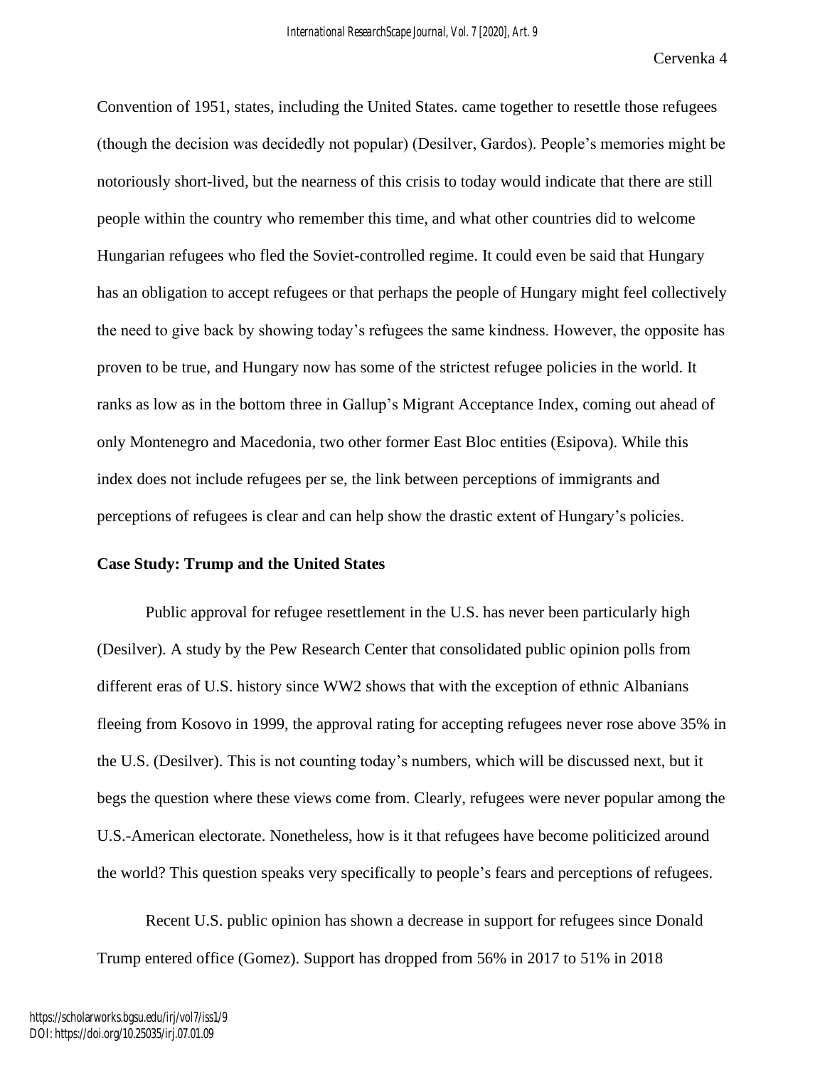Convention of 1951, states, including the United States. came together to resettle those refugees (though the decision was decidedly not popular) (Desilver, Gardos). People's memories might be notoriously short-lived, but the nearness of this crisis to today would indicate that there are still people within the country who remember this time, and what other countries did to welcome Hungarian refugees who fled the Soviet-controlled regime. It could even be said that Hungary has an obligation to accept refugees or that perhaps the people of Hungary might feel collectively the need to give back by showing today's refugees the same kindness. However, the opposite has proven to be true, and Hungary now has some of the strictest refugee policies in the world. It ranks as low as in the bottom three in Gallup's Migrant Acceptance Index, coming out ahead of only Montenegro and Macedonia, two other former East Bloc entities (Esipova). While this index does not include refugees per se, the link between perceptions of immigrants and perceptions of refugees is clear and can help show the drastic extent of Hungary's policies.

**Case Study: Trump and the United States**

Public approval for refugee resettlement in the U.S. has never been particularly high (Desilver). A study by the Pew Research Center that consolidated public opinion polls from different eras of U.S. history since WW2 shows that with the exception of ethnic Albanians fleeing from Kosovo in 1999, the approval rating for accepting refugees never rose above 35% in the U.S. (Desilver). This is not counting today's numbers, which will be discussed next, but it begs the question where these views come from. Clearly, refugees were never popular among the U.S.-American electorate. Nonetheless, how is it that refugees have become politicized around the world? This question speaks very specifically to people's fears and perceptions of refugees.

Recent U.S. public opinion has shown a decrease in support for refugees since Donald Trump entered office (Gomez). Support has dropped from 56% in 2017 to 51% in 2018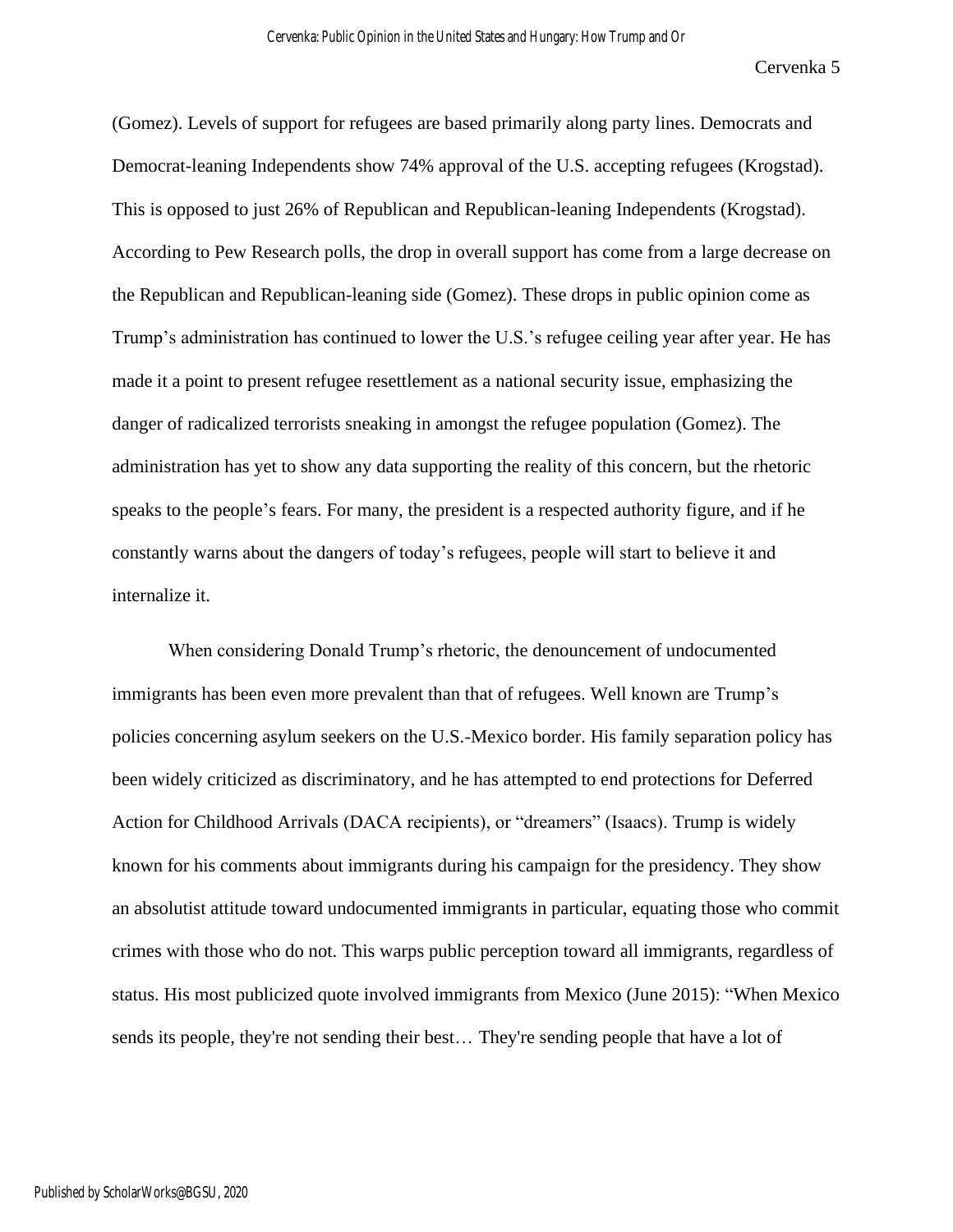(Gomez). Levels of support for refugees are based primarily along party lines. Democrats and Democrat-leaning Independents show 74% approval of the U.S. accepting refugees (Krogstad). This is opposed to just 26% of Republican and Republican-leaning Independents (Krogstad). According to Pew Research polls, the drop in overall support has come from a large decrease on the Republican and Republican-leaning side (Gomez). These drops in public opinion come as Trump's administration has continued to lower the U.S.'s refugee ceiling year after year. He has made it a point to present refugee resettlement as a national security issue, emphasizing the danger of radicalized terrorists sneaking in amongst the refugee population (Gomez). The administration has yet to show any data supporting the reality of this concern, but the rhetoric speaks to the people's fears. For many, the president is a respected authority figure, and if he constantly warns about the dangers of today's refugees, people will start to believe it and internalize it.

When considering Donald Trump's rhetoric, the denouncement of undocumented immigrants has been even more prevalent than that of refugees. Well known are Trump's policies concerning asylum seekers on the U.S.-Mexico border. His family separation policy has been widely criticized as discriminatory, and he has attempted to end protections for Deferred Action for Childhood Arrivals (DACA recipients), or "dreamers" (Isaacs). Trump is widely known for his comments about immigrants during his campaign for the presidency. They show an absolutist attitude toward undocumented immigrants in particular, equating those who commit crimes with those who do not. This warps public perception toward all immigrants, regardless of status. His most publicized quote involved immigrants from Mexico (June 2015): "When Mexico sends its people, they're not sending their best… They're sending people that have a lot of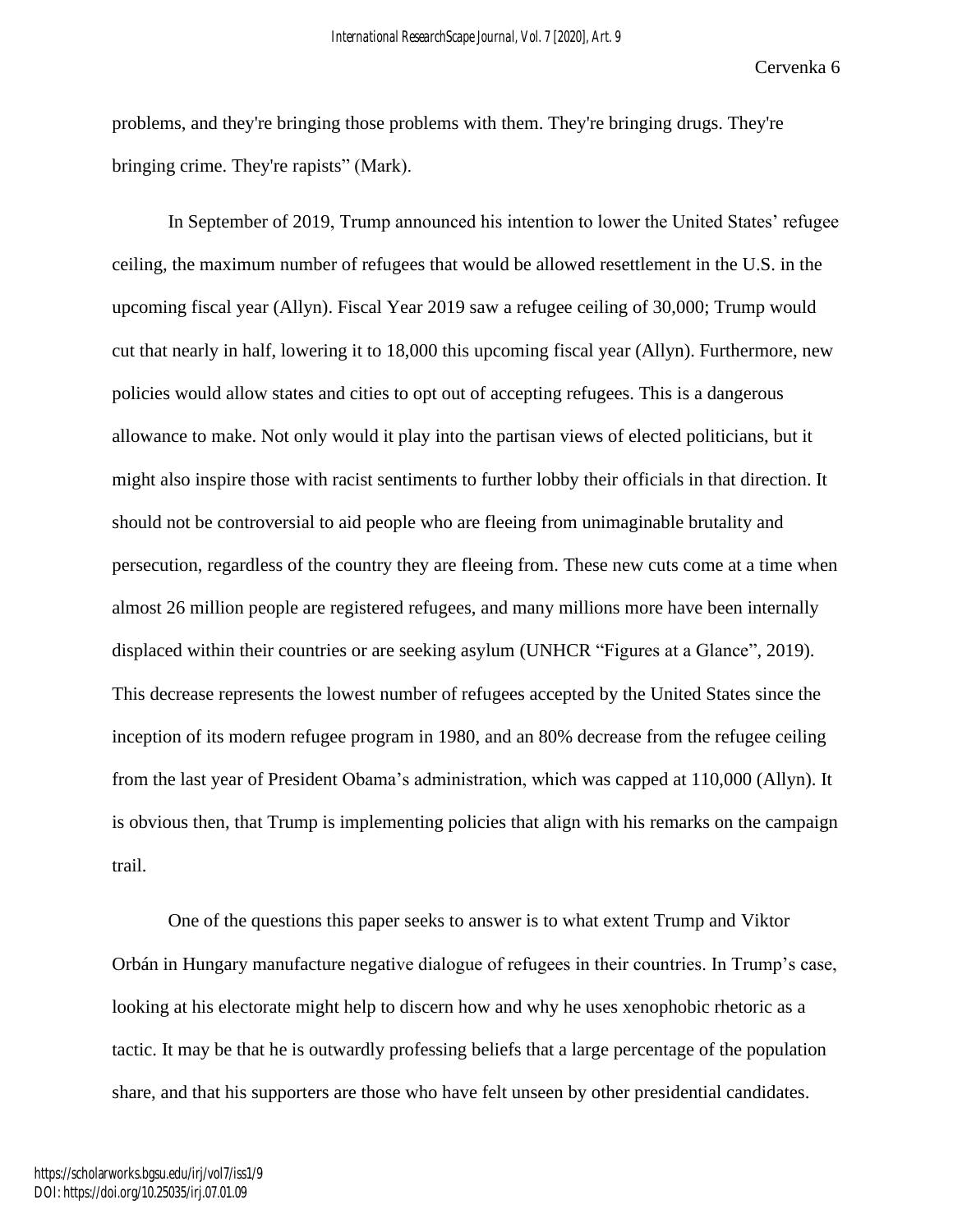problems, and they're bringing those problems with them. They're bringing drugs. They're bringing crime. They're rapists" (Mark).

In September of 2019, Trump announced his intention to lower the United States' refugee ceiling, the maximum number of refugees that would be allowed resettlement in the U.S. in the upcoming fiscal year (Allyn). Fiscal Year 2019 saw a refugee ceiling of 30,000; Trump would cut that nearly in half, lowering it to 18,000 this upcoming fiscal year (Allyn). Furthermore, new policies would allow states and cities to opt out of accepting refugees. This is a dangerous allowance to make. Not only would it play into the partisan views of elected politicians, but it might also inspire those with racist sentiments to further lobby their officials in that direction. It should not be controversial to aid people who are fleeing from unimaginable brutality and persecution, regardless of the country they are fleeing from. These new cuts come at a time when almost 26 million people are registered refugees, and many millions more have been internally displaced within their countries or are seeking asylum (UNHCR "Figures at a Glance", 2019). This decrease represents the lowest number of refugees accepted by the United States since the inception of its modern refugee program in 1980, and an 80% decrease from the refugee ceiling from the last year of President Obama's administration, which was capped at 110,000 (Allyn). It is obvious then, that Trump is implementing policies that align with his remarks on the campaign trail.

One of the questions this paper seeks to answer is to what extent Trump and Viktor Orbán in Hungary manufacture negative dialogue of refugees in their countries. In Trump's case, looking at his electorate might help to discern how and why he uses xenophobic rhetoric as a tactic. It may be that he is outwardly professing beliefs that a large percentage of the population share, and that his supporters are those who have felt unseen by other presidential candidates.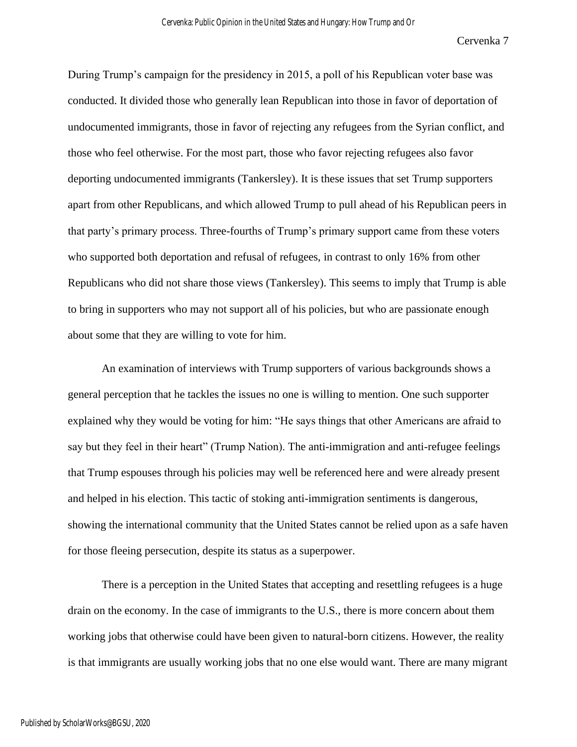During Trump's campaign for the presidency in 2015, a poll of his Republican voter base was conducted. It divided those who generally lean Republican into those in favor of deportation of undocumented immigrants, those in favor of rejecting any refugees from the Syrian conflict, and those who feel otherwise. For the most part, those who favor rejecting refugees also favor deporting undocumented immigrants (Tankersley). It is these issues that set Trump supporters apart from other Republicans, and which allowed Trump to pull ahead of his Republican peers in that party's primary process. Three-fourths of Trump's primary support came from these voters who supported both deportation and refusal of refugees, in contrast to only 16% from other Republicans who did not share those views (Tankersley). This seems to imply that Trump is able to bring in supporters who may not support all of his policies, but who are passionate enough about some that they are willing to vote for him.

An examination of interviews with Trump supporters of various backgrounds shows a general perception that he tackles the issues no one is willing to mention. One such supporter explained why they would be voting for him: "He says things that other Americans are afraid to say but they feel in their heart" (Trump Nation). The anti-immigration and anti-refugee feelings that Trump espouses through his policies may well be referenced here and were already present and helped in his election. This tactic of stoking anti-immigration sentiments is dangerous, showing the international community that the United States cannot be relied upon as a safe haven for those fleeing persecution, despite its status as a superpower.

There is a perception in the United States that accepting and resettling refugees is a huge drain on the economy. In the case of immigrants to the U.S., there is more concern about them working jobs that otherwise could have been given to natural-born citizens. However, the reality is that immigrants are usually working jobs that no one else would want. There are many migrant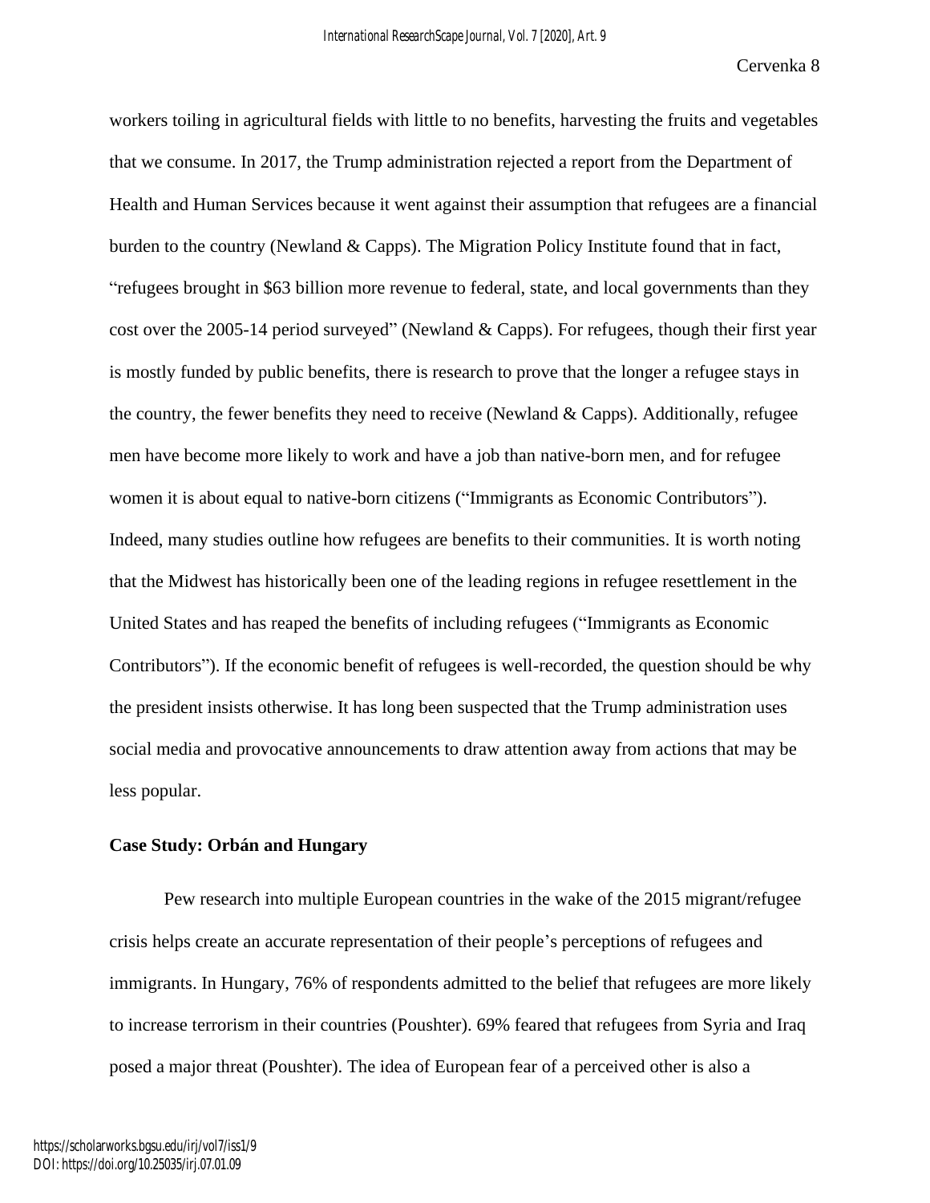workers toiling in agricultural fields with little to no benefits, harvesting the fruits and vegetables that we consume. In 2017, the Trump administration rejected a report from the Department of Health and Human Services because it went against their assumption that refugees are a financial burden to the country (Newland & Capps). The Migration Policy Institute found that in fact, "refugees brought in $63 billion more revenue to federal, state, and local governments than they cost over the 2005-14 period surveyed" (Newland & Capps). For refugees, though their first year is mostly funded by public benefits, there is research to prove that the longer a refugee stays in the country, the fewer benefits they need to receive (Newland & Capps). Additionally, refugee men have become more likely to work and have a job than native-born men, and for refugee women it is about equal to native-born citizens ("Immigrants as Economic Contributors"). Indeed, many studies outline how refugees are benefits to their communities. It is worth noting that the Midwest has historically been one of the leading regions in refugee resettlement in the United States and has reaped the benefits of including refugees ("Immigrants as Economic Contributors"). If the economic benefit of refugees is well-recorded, the question should be why the president insists otherwise. It has long been suspected that the Trump administration uses social media and provocative announcements to draw attention away from actions that may be less popular.

**Case Study: Orbán and Hungary**

Pew research into multiple European countries in the wake of the 2015 migrant/refugee crisis helps create an accurate representation of their people's perceptions of refugees and immigrants. In Hungary, 76% of respondents admitted to the belief that refugees are more likely to increase terrorism in their countries (Poushter). 69% feared that refugees from Syria and Iraq posed a major threat (Poushter). The idea of European fear of a perceived other is also a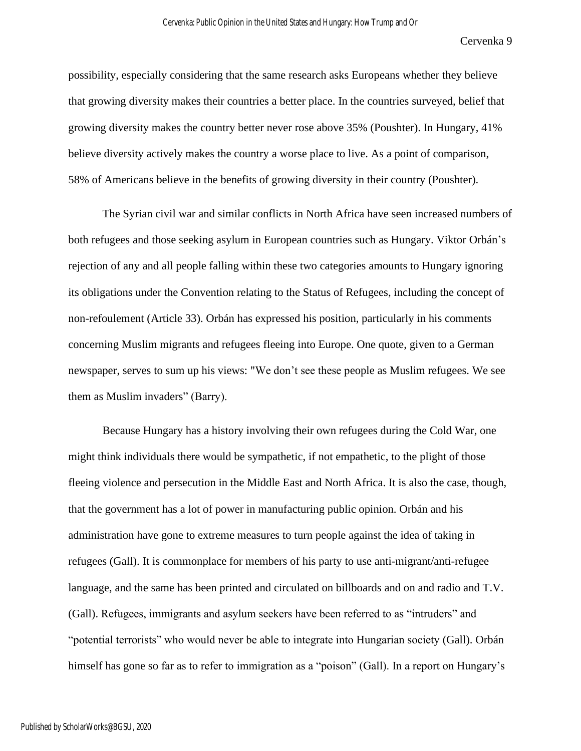possibility, especially considering that the same research asks Europeans whether they believe that growing diversity makes their countries a better place. In the countries surveyed, belief that growing diversity makes the country better never rose above 35% (Poushter). In Hungary, 41% believe diversity actively makes the country a worse place to live. As a point of comparison, 58% of Americans believe in the benefits of growing diversity in their country (Poushter).

The Syrian civil war and similar conflicts in North Africa have seen increased numbers of both refugees and those seeking asylum in European countries such as Hungary. Viktor Orbán's rejection of any and all people falling within these two categories amounts to Hungary ignoring its obligations under the Convention relating to the Status of Refugees, including the concept of non-refoulement (Article 33). Orbán has expressed his position, particularly in his comments concerning Muslim migrants and refugees fleeing into Europe. One quote, given to a German newspaper, serves to sum up his views: "We don't see these people as Muslim refugees. We see them as Muslim invaders" (Barry).

Because Hungary has a history involving their own refugees during the Cold War, one might think individuals there would be sympathetic, if not empathetic, to the plight of those fleeing violence and persecution in the Middle East and North Africa. It is also the case, though, that the government has a lot of power in manufacturing public opinion. Orbán and his administration have gone to extreme measures to turn people against the idea of taking in refugees (Gall). It is commonplace for members of his party to use anti-migrant/anti-refugee language, and the same has been printed and circulated on billboards and on and radio and T.V. (Gall). Refugees, immigrants and asylum seekers have been referred to as "intruders" and "potential terrorists" who would never be able to integrate into Hungarian society (Gall). Orbán himself has gone so far as to refer to immigration as a "poison" (Gall). In a report on Hungary's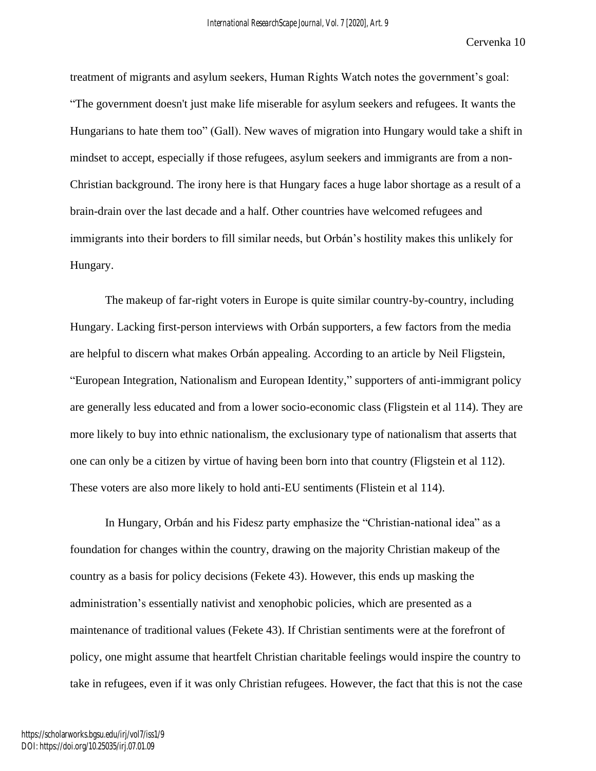treatment of migrants and asylum seekers, Human Rights Watch notes the government's goal: "The government doesn't just make life miserable for asylum seekers and refugees. It wants the Hungarians to hate them too" (Gall). New waves of migration into Hungary would take a shift in mindset to accept, especially if those refugees, asylum seekers and immigrants are from a non-Christian background. The irony here is that Hungary faces a huge labor shortage as a result of a brain-drain over the last decade and a half. Other countries have welcomed refugees and immigrants into their borders to fill similar needs, but Orbán's hostility makes this unlikely for Hungary.

The makeup of far-right voters in Europe is quite similar country-by-country, including Hungary. Lacking first-person interviews with Orbán supporters, a few factors from the media are helpful to discern what makes Orbán appealing. According to an article by Neil Fligstein, "European Integration, Nationalism and European Identity," supporters of anti-immigrant policy are generally less educated and from a lower socio-economic class (Fligstein et al 114). They are more likely to buy into ethnic nationalism, the exclusionary type of nationalism that asserts that one can only be a citizen by virtue of having been born into that country (Fligstein et al 112). These voters are also more likely to hold anti-EU sentiments (Flistein et al 114).

In Hungary, Orbán and his Fidesz party emphasize the "Christian-national idea" as a foundation for changes within the country, drawing on the majority Christian makeup of the country as a basis for policy decisions (Fekete 43). However, this ends up masking the administration's essentially nativist and xenophobic policies, which are presented as a maintenance of traditional values (Fekete 43). If Christian sentiments were at the forefront of policy, one might assume that heartfelt Christian charitable feelings would inspire the country to take in refugees, even if it was only Christian refugees. However, the fact that this is not the case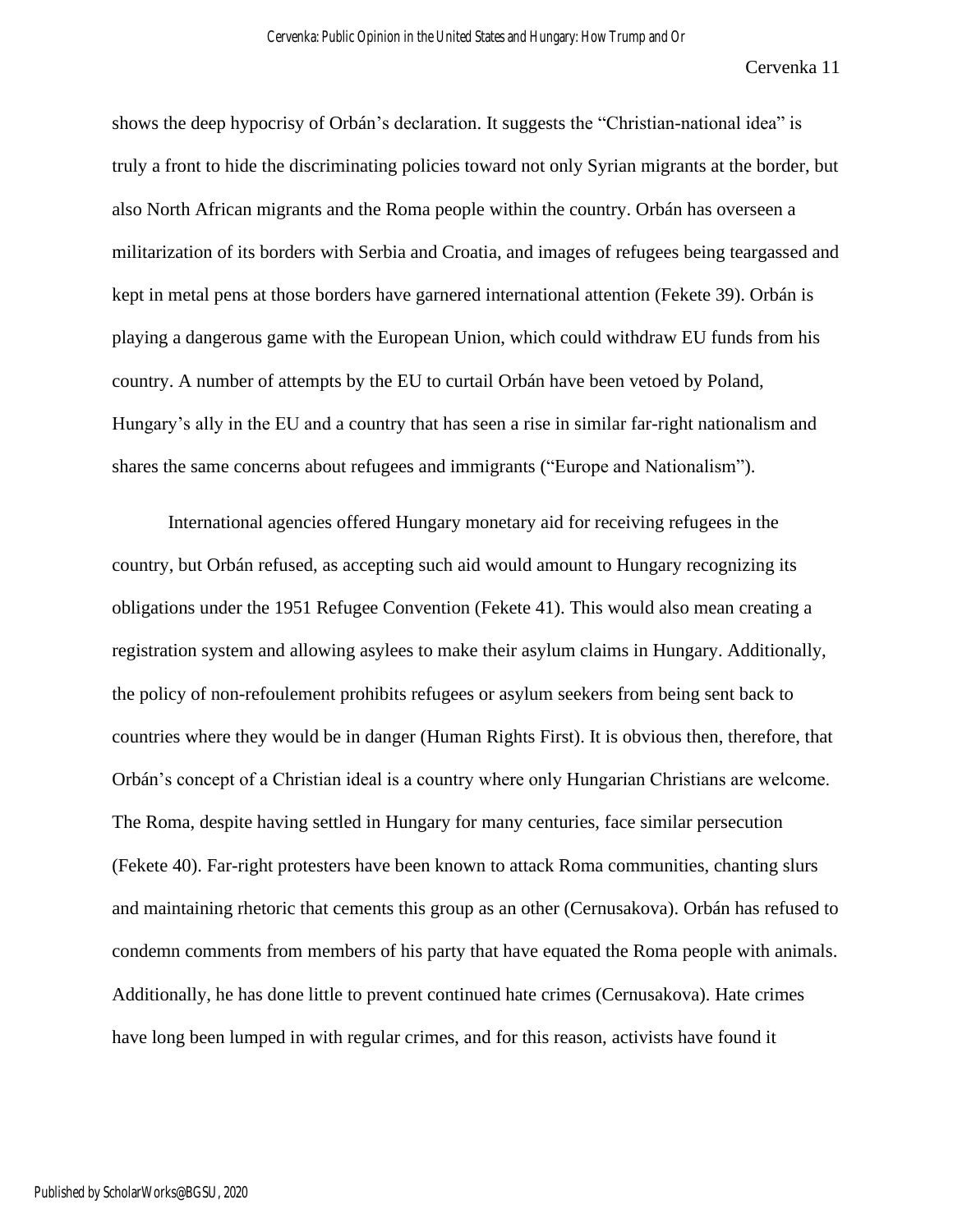shows the deep hypocrisy of Orbán's declaration. It suggests the "Christian-national idea" is truly a front to hide the discriminating policies toward not only Syrian migrants at the border, but also North African migrants and the Roma people within the country. Orbán has overseen a militarization of its borders with Serbia and Croatia, and images of refugees being teargassed and kept in metal pens at those borders have garnered international attention (Fekete 39). Orbán is playing a dangerous game with the European Union, which could withdraw EU funds from his country. A number of attempts by the EU to curtail Orbán have been vetoed by Poland, Hungary's ally in the EU and a country that has seen a rise in similar far-right nationalism and shares the same concerns about refugees and immigrants ("Europe and Nationalism").

International agencies offered Hungary monetary aid for receiving refugees in the country, but Orbán refused, as accepting such aid would amount to Hungary recognizing its obligations under the 1951 Refugee Convention (Fekete 41). This would also mean creating a registration system and allowing asylees to make their asylum claims in Hungary. Additionally, the policy of non-refoulement prohibits refugees or asylum seekers from being sent back to countries where they would be in danger (Human Rights First). It is obvious then, therefore, that Orbán's concept of a Christian ideal is a country where only Hungarian Christians are welcome. The Roma, despite having settled in Hungary for many centuries, face similar persecution (Fekete 40). Far-right protesters have been known to attack Roma communities, chanting slurs and maintaining rhetoric that cements this group as an other (Cernusakova). Orbán has refused to condemn comments from members of his party that have equated the Roma people with animals. Additionally, he has done little to prevent continued hate crimes (Cernusakova). Hate crimes have long been lumped in with regular crimes, and for this reason, activists have found it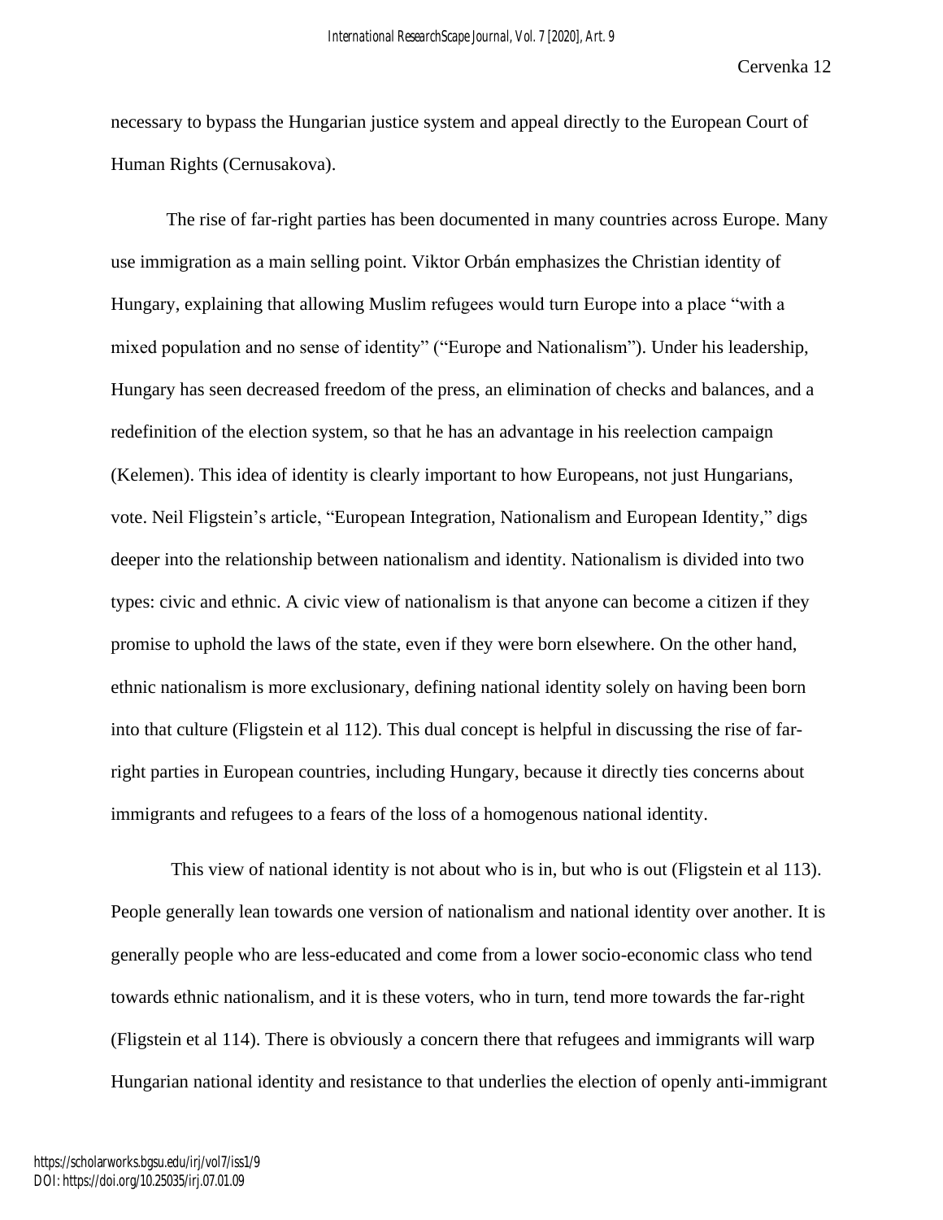necessary to bypass the Hungarian justice system and appeal directly to the European Court of Human Rights (Cernusakova).

The rise of far-right parties has been documented in many countries across Europe. Many use immigration as a main selling point. Viktor Orbán emphasizes the Christian identity of Hungary, explaining that allowing Muslim refugees would turn Europe into a place "with a mixed population and no sense of identity" ("Europe and Nationalism"). Under his leadership, Hungary has seen decreased freedom of the press, an elimination of checks and balances, and a redefinition of the election system, so that he has an advantage in his reelection campaign (Kelemen). This idea of identity is clearly important to how Europeans, not just Hungarians, vote. Neil Fligstein's article, "European Integration, Nationalism and European Identity," digs deeper into the relationship between nationalism and identity. Nationalism is divided into two types: civic and ethnic. A civic view of nationalism is that anyone can become a citizen if they promise to uphold the laws of the state, even if they were born elsewhere. On the other hand, ethnic nationalism is more exclusionary, defining national identity solely on having been born into that culture (Fligstein et al 112). This dual concept is helpful in discussing the rise of far-right parties in European countries, including Hungary, because it directly ties concerns about immigrants and refugees to a fears of the loss of a homogenous national identity.

This view of national identity is not about who is in, but who is out (Fligstein et al 113). People generally lean towards one version of nationalism and national identity over another. It is generally people who are less-educated and come from a lower socio-economic class who tend towards ethnic nationalism, and it is these voters, who in turn, tend more towards the far-right (Fligstein et al 114). There is obviously a concern there that refugees and immigrants will warp Hungarian national identity and resistance to that underlies the election of openly anti-immigrant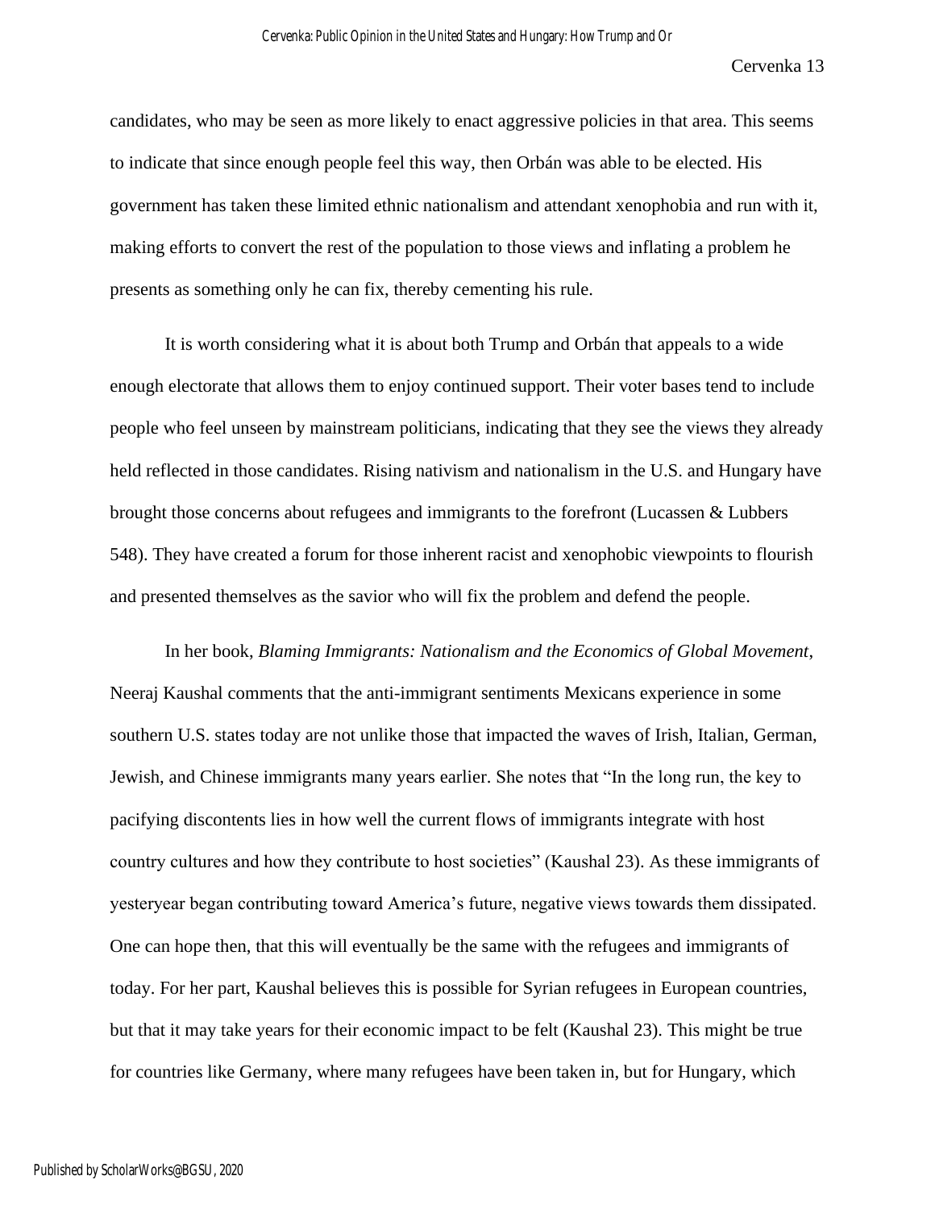candidates, who may be seen as more likely to enact aggressive policies in that area. This seems to indicate that since enough people feel this way, then Orbán was able to be elected. His government has taken these limited ethnic nationalism and attendant xenophobia and run with it, making efforts to convert the rest of the population to those views and inflating a problem he presents as something only he can fix, thereby cementing his rule.

It is worth considering what it is about both Trump and Orbán that appeals to a wide enough electorate that allows them to enjoy continued support. Their voter bases tend to include people who feel unseen by mainstream politicians, indicating that they see the views they already held reflected in those candidates. Rising nativism and nationalism in the U.S. and Hungary have brought those concerns about refugees and immigrants to the forefront (Lucassen & Lubbers 548). They have created a forum for those inherent racist and xenophobic viewpoints to flourish and presented themselves as the savior who will fix the problem and defend the people.

In her book, *Blaming Immigrants: Nationalism and the Economics of Global Movement*, Neeraj Kaushal comments that the anti-immigrant sentiments Mexicans experience in some southern U.S. states today are not unlike those that impacted the waves of Irish, Italian, German, Jewish, and Chinese immigrants many years earlier. She notes that "In the long run, the key to pacifying discontents lies in how well the current flows of immigrants integrate with host country cultures and how they contribute to host societies" (Kaushal 23). As these immigrants of yesteryear began contributing toward America's future, negative views towards them dissipated. One can hope then, that this will eventually be the same with the refugees and immigrants of today. For her part, Kaushal believes this is possible for Syrian refugees in European countries, but that it may take years for their economic impact to be felt (Kaushal 23). This might be true for countries like Germany, where many refugees have been taken in, but for Hungary, which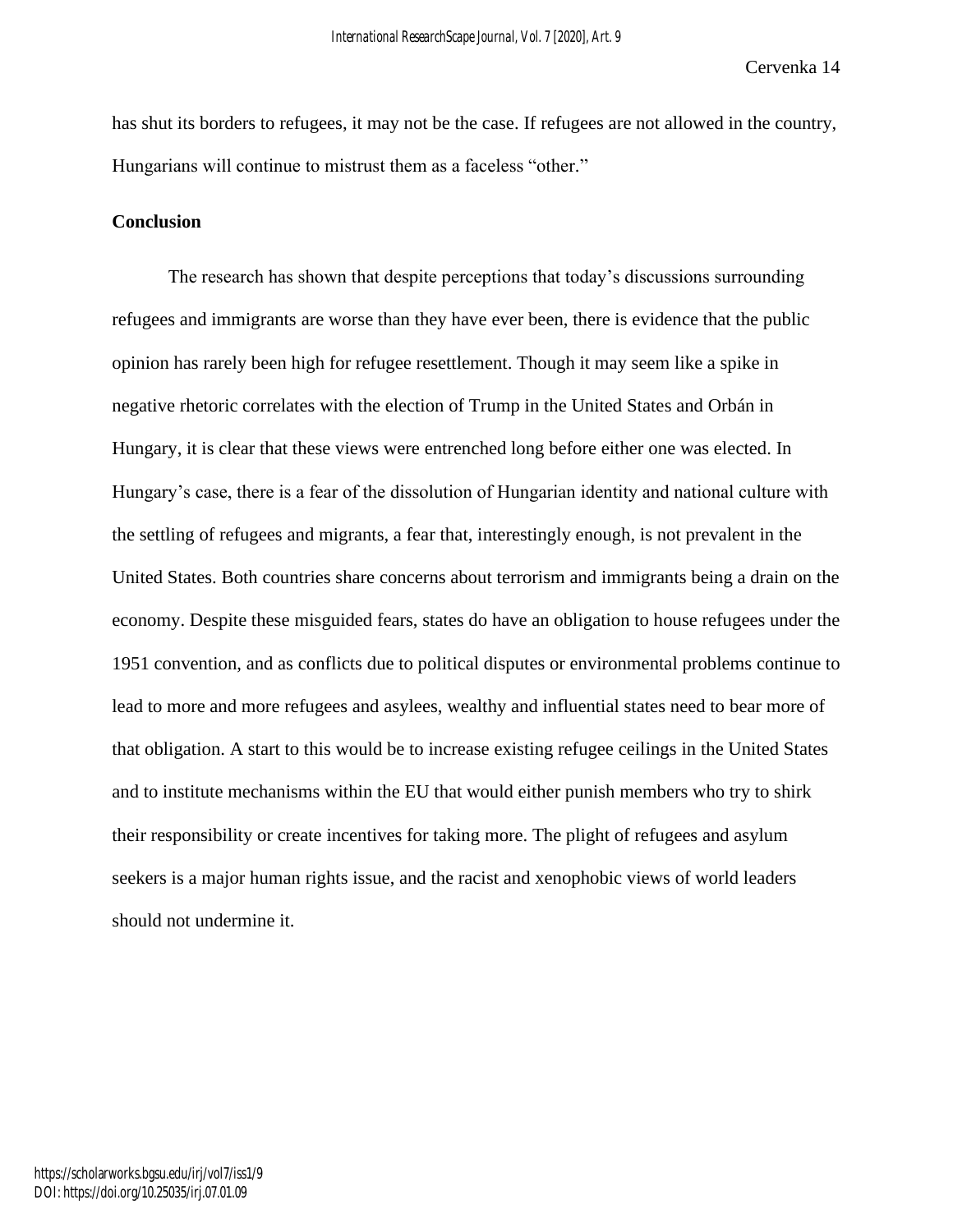has shut its borders to refugees, it may not be the case. If refugees are not allowed in the country, Hungarians will continue to mistrust them as a faceless "other."

**Conclusion**

The research has shown that despite perceptions that today's discussions surrounding refugees and immigrants are worse than they have ever been, there is evidence that the public opinion has rarely been high for refugee resettlement. Though it may seem like a spike in negative rhetoric correlates with the election of Trump in the United States and Orbán in Hungary, it is clear that these views were entrenched long before either one was elected. In Hungary's case, there is a fear of the dissolution of Hungarian identity and national culture with the settling of refugees and migrants, a fear that, interestingly enough, is not prevalent in the United States. Both countries share concerns about terrorism and immigrants being a drain on the economy. Despite these misguided fears, states do have an obligation to house refugees under the 1951 convention, and as conflicts due to political disputes or environmental problems continue to lead to more and more refugees and asylees, wealthy and influential states need to bear more of that obligation. A start to this would be to increase existing refugee ceilings in the United States and to institute mechanisms within the EU that would either punish members who try to shirk their responsibility or create incentives for taking more. The plight of refugees and asylum seekers is a major human rights issue, and the racist and xenophobic views of world leaders should not undermine it.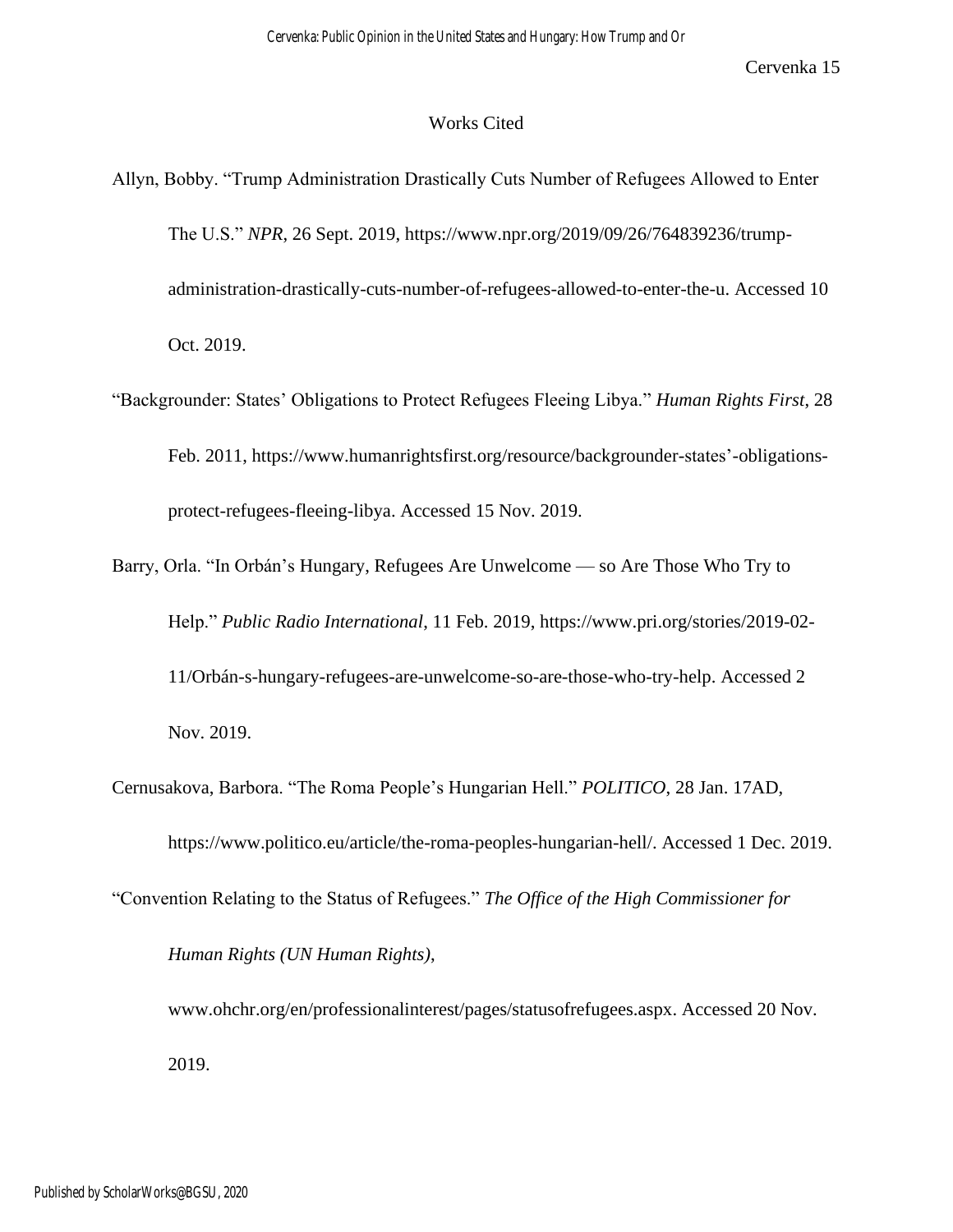# Works Cited

Allyn, Bobby. “Trump Administration Drastically Cuts Number of Refugees Allowed to Enter The U.S.” *NPR*, 26 Sept. 2019, https://www.npr.org/2019/09/26/764839236/trump-administration-drastically-cuts-number-of-refugees-allowed-to-enter-the-u. Accessed 10 Oct. 2019.

“Backgrounder: States’ Obligations to Protect Refugees Fleeing Libya.” *Human Rights First*, 28 Feb. 2011, https://www.humanrightsfirst.org/resource/backgrounder-states’-obligations-protect-refugees-fleeing-libya. Accessed 15 Nov. 2019.

Barry, Orla. “In Orbán’s Hungary, Refugees Are Unwelcome — so Are Those Who Try to Help.” *Public Radio International*, 11 Feb. 2019, https://www.pri.org/stories/2019-02-11/Orbán-s-hungary-refugees-are-unwelcome-so-are-those-who-try-help. Accessed 2 Nov. 2019.

Cernusakova, Barbora. “The Roma People’s Hungarian Hell.” *POLITICO*, 28 Jan. 17AD, https://www.politico.eu/article/the-roma-peoples-hungarian-hell/. Accessed 1 Dec. 2019.

“Convention Relating to the Status of Refugees.” *The Office of the High Commissioner for Human Rights (UN Human Rights)*, www.ohchr.org/en/professionalinterest/pages/statusofrefugees.aspx. Accessed 20 Nov. 2019.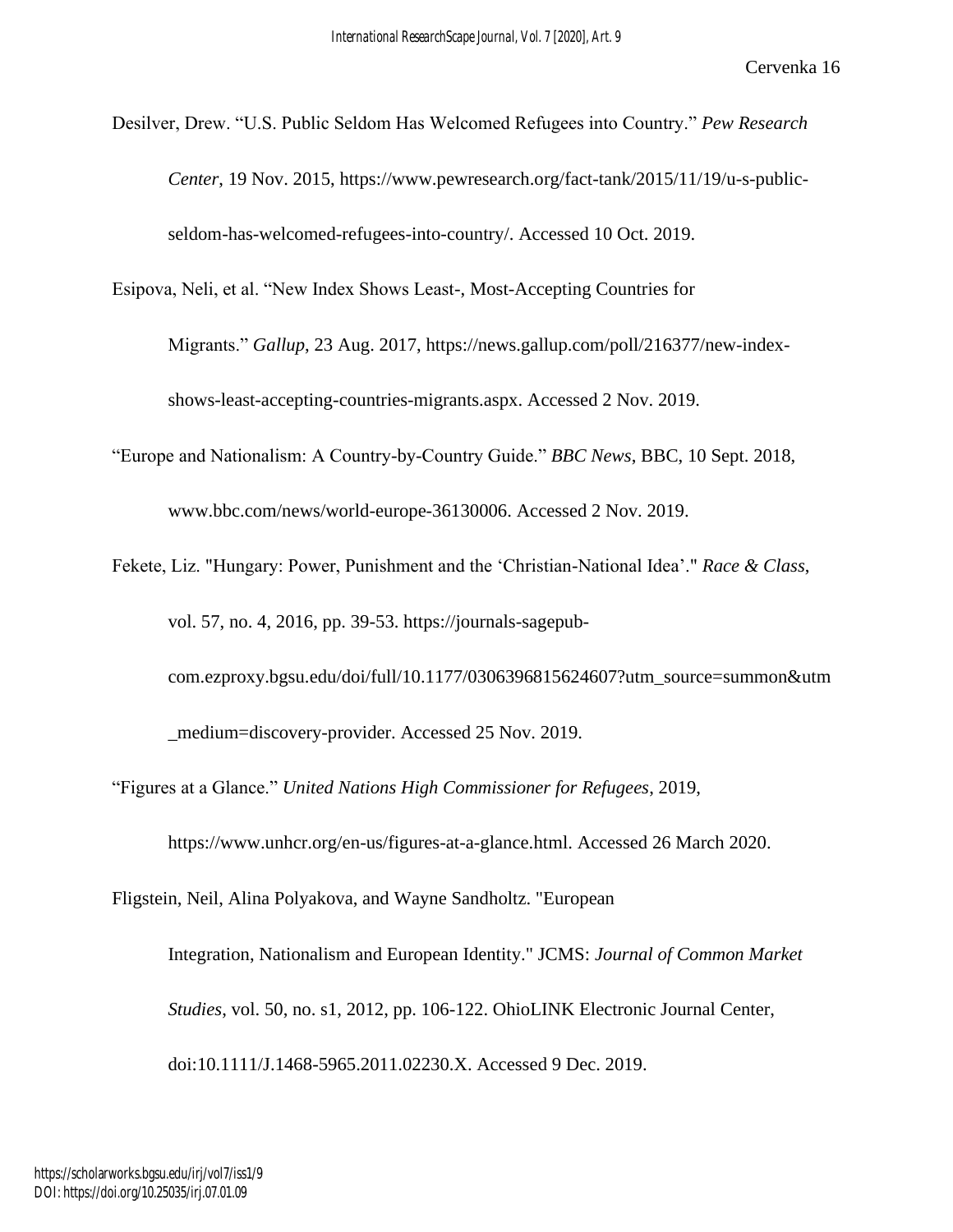Desilver, Drew. "U.S. Public Seldom Has Welcomed Refugees into Country." *Pew Research Center*, 19 Nov. 2015, https://www.pewresearch.org/fact-tank/2015/11/19/u-s-public-seldom-has-welcomed-refugees-into-country/. Accessed 10 Oct. 2019.

Esipova, Neli, et al. "New Index Shows Least-, Most-Accepting Countries for Migrants." *Gallup*, 23 Aug. 2017, https://news.gallup.com/poll/216377/new-index-shows-least-accepting-countries-migrants.aspx. Accessed 2 Nov. 2019.

"Europe and Nationalism: A Country-by-Country Guide." *BBC News*, BBC, 10 Sept. 2018, www.bbc.com/news/world-europe-36130006. Accessed 2 Nov. 2019.

Fekete, Liz. "Hungary: Power, Punishment and the 'Christian-National Idea'." *Race & Class*, vol. 57, no. 4, 2016, pp. 39-53. https://journals-sagepub-com.ezproxy.bgsu.edu/doi/full/10.1177/0306396815624607?utm_source=summon&utm_medium=discovery-provider. Accessed 25 Nov. 2019.

"Figures at a Glance." *United Nations High Commissioner for Refugees*, 2019, https://www.unhcr.org/en-us/figures-at-a-glance.html. Accessed 26 March 2020.

Fligstein, Neil, Alina Polyakova, and Wayne Sandholtz. "European Integration, Nationalism and European Identity." JCMS: *Journal of Common Market Studies*, vol. 50, no. s1, 2012, pp. 106-122. OhioLINK Electronic Journal Center, doi:10.1111/J.1468-5965.2011.02230.X. Accessed 9 Dec. 2019.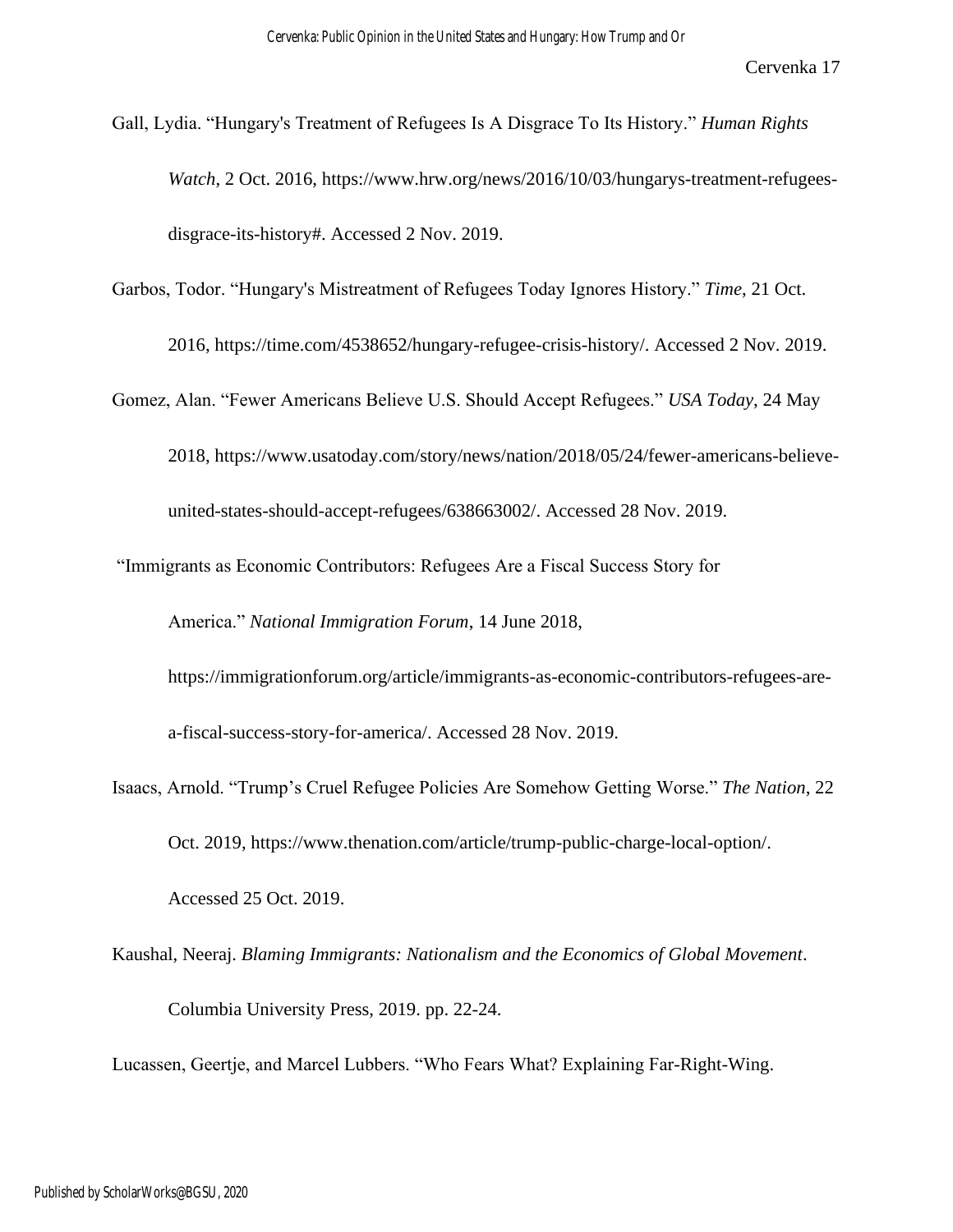Gall, Lydia. “Hungary's Treatment of Refugees Is A Disgrace To Its History.” *Human Rights Watch*, 2 Oct. 2016, https://www.hrw.org/news/2016/10/03/hungarys-treatment-refugees-disgrace-its-history#. Accessed 2 Nov. 2019.

Garbos, Todor. “Hungary's Mistreatment of Refugees Today Ignores History.” *Time*, 21 Oct. 2016, https://time.com/4538652/hungary-refugee-crisis-history/. Accessed 2 Nov. 2019.

Gomez, Alan. “Fewer Americans Believe U.S. Should Accept Refugees.” *USA Today*, 24 May 2018, https://www.usatoday.com/story/news/nation/2018/05/24/fewer-americans-believe-united-states-should-accept-refugees/638663002/. Accessed 28 Nov. 2019.

“Immigrants as Economic Contributors: Refugees Are a Fiscal Success Story for America.” *National Immigration Forum*, 14 June 2018, https://immigrationforum.org/article/immigrants-as-economic-contributors-refugees-are-a-fiscal-success-story-for-america/. Accessed 28 Nov. 2019.

Isaacs, Arnold. “Trump’s Cruel Refugee Policies Are Somehow Getting Worse.” *The Nation*, 22 Oct. 2019, https://www.thenation.com/article/trump-public-charge-local-option/. Accessed 25 Oct. 2019.

Kaushal, Neeraj. *Blaming Immigrants: Nationalism and the Economics of Global Movement*. Columbia University Press, 2019. pp. 22-24.

Lucassen, Geertje, and Marcel Lubbers. “Who Fears What? Explaining Far-Right-Wing.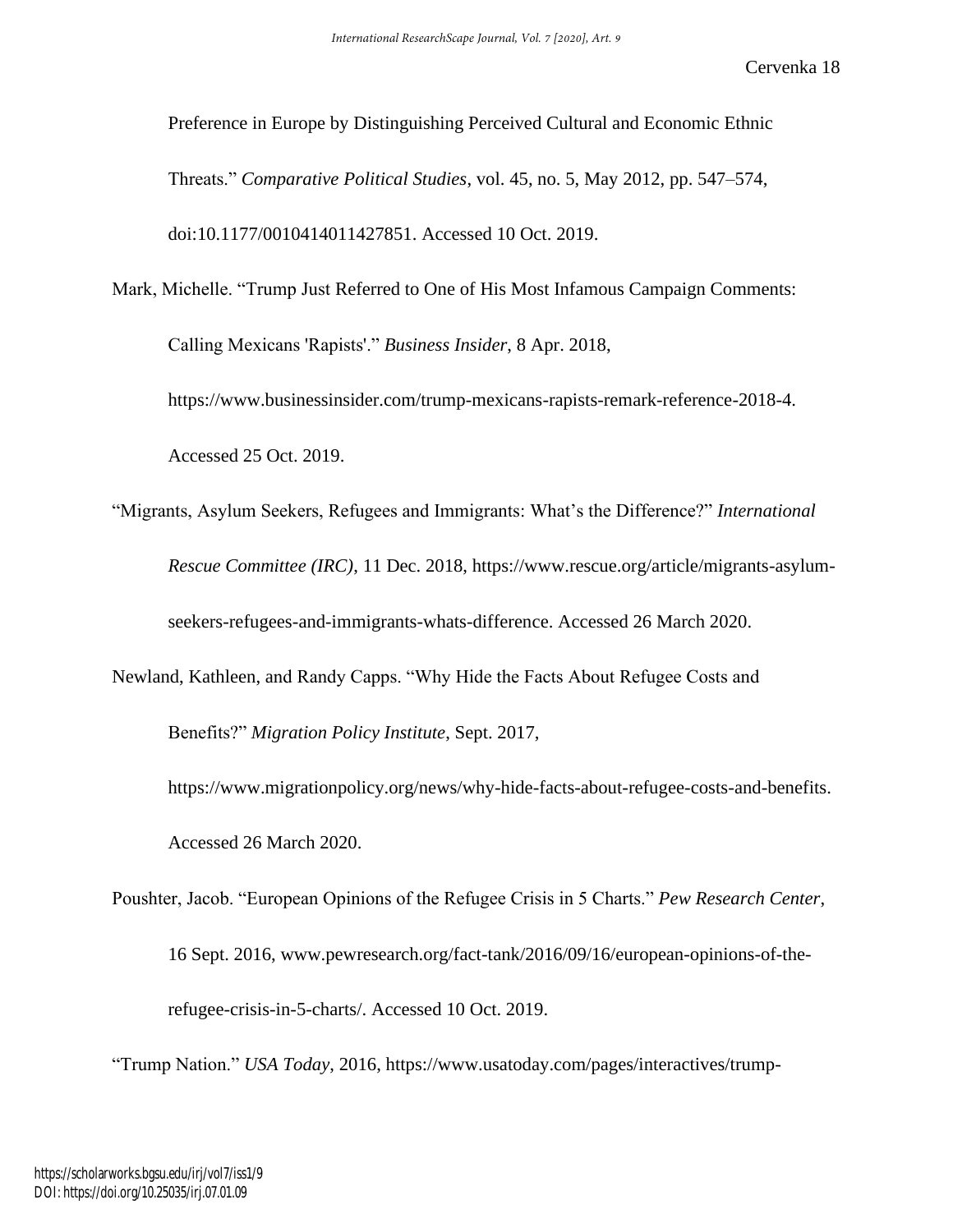Preference in Europe by Distinguishing Perceived Cultural and Economic Ethnic Threats." *Comparative Political Studies*, vol. 45, no. 5, May 2012, pp. 547–574, doi:10.1177/0010414011427851. Accessed 10 Oct. 2019.

Mark, Michelle. "Trump Just Referred to One of His Most Infamous Campaign Comments: Calling Mexicans 'Rapists'." *Business Insider*, 8 Apr. 2018, https://www.businessinsider.com/trump-mexicans-rapists-remark-reference-2018-4. Accessed 25 Oct. 2019.

"Migrants, Asylum Seekers, Refugees and Immigrants: What's the Difference?" *International Rescue Committee (IRC)*, 11 Dec. 2018, https://www.rescue.org/article/migrants-asylum-seekers-refugees-and-immigrants-whats-difference. Accessed 26 March 2020.

Newland, Kathleen, and Randy Capps. "Why Hide the Facts About Refugee Costs and Benefits?" *Migration Policy Institute*, Sept. 2017, https://www.migrationpolicy.org/news/why-hide-facts-about-refugee-costs-and-benefits. Accessed 26 March 2020.

Poushter, Jacob. "European Opinions of the Refugee Crisis in 5 Charts." *Pew Research Center*, 16 Sept. 2016, www.pewresearch.org/fact-tank/2016/09/16/european-opinions-of-the-refugee-crisis-in-5-charts/. Accessed 10 Oct. 2019.

"Trump Nation." *USA Today*, 2016, https://www.usatoday.com/pages/interactives/trump-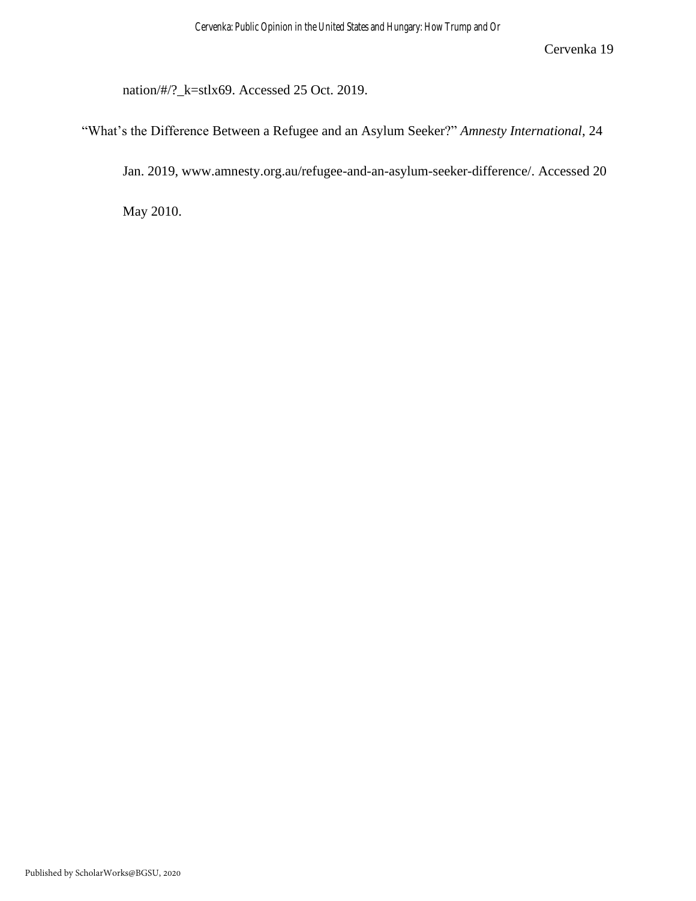nation/#/?_k=stlx69. Accessed 25 Oct. 2019.

"What's the Difference Between a Refugee and an Asylum Seeker?" *Amnesty International*, 24 Jan. 2019, www.amnesty.org.au/refugee-and-an-asylum-seeker-difference/. Accessed 20 May 2010.